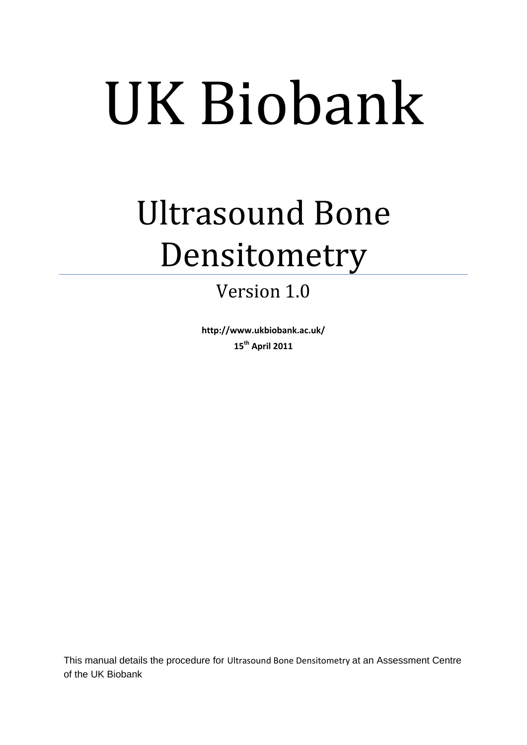# UK Biobank

## Ultrasound Bone Densitometry

### Version 1.0

**http://www.ukbiobank.ac.uk/**

**15th April 2011**

This manual details the procedure for Ultrasound Bone Densitometry at an Assessment Centre of the UK Biobank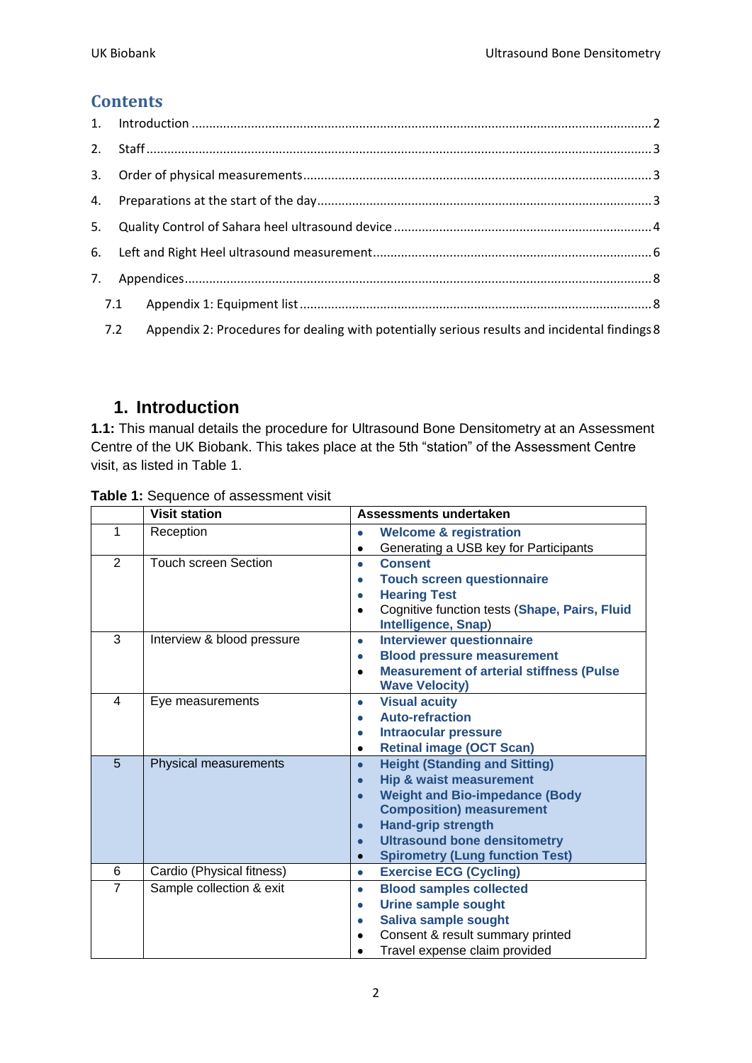## Contents

1. Introduction .......... 2
2. Staff .......... 3
3. Order of physical measurements .......... 3
4. Preparations at the start of the day .......... 3
5. Quality Control of Sahara heel ultrasound device .......... 4
6. Left and Right Heel ultrasound measurement .......... 6
7. Appendices .......... 8
   - 7.1 Appendix 1: Equipment list .......... 8
   - 7.2 Appendix 2: Procedures for dealing with potentially serious results and incidental findings 8

# 1. Introduction

**1.1:** This manual details the procedure for Ultrasound Bone Densitometry at an Assessment Centre of the UK Biobank. This takes place at the 5th "station" of the Assessment Centre visit, as listed in Table 1.

**Table 1:** Sequence of assessment visit

| | Visit station | Assessments undertaken |
|---|---|---|
| 1 | Reception | • **Welcome & registration**<br>• Generating a USB key for Participants |
| 2 | Touch screen Section | • **Consent**<br>• **Touch screen questionnaire**<br>• **Hearing Test**<br>• Cognitive function tests (**Shape, Pairs, Fluid Intelligence, Snap**) |
| 3 | Interview & blood pressure | • **Interviewer questionnaire**<br>• **Blood pressure measurement**<br>• **Measurement of arterial stiffness (Pulse Wave Velocity)** |
| 4 | Eye measurements | • **Visual acuity**<br>• **Auto-refraction**<br>• **Intraocular pressure**<br>• **Retinal image (OCT Scan)** |
| 5 | Physical measurements | • **Height (Standing and Sitting)**<br>• **Hip & waist measurement**<br>• **Weight and Bio-impedance (Body Composition) measurement**<br>• **Hand-grip strength**<br>• **Ultrasound bone densitometry**<br>• **Spirometry (Lung function Test)** |
| 6 | Cardio (Physical fitness) | • **Exercise ECG (Cycling)** |
| 7 | Sample collection & exit | • **Blood samples collected**<br>• **Urine sample sought**<br>• **Saliva sample sought**<br>• Consent & result summary printed<br>• Travel expense claim provided |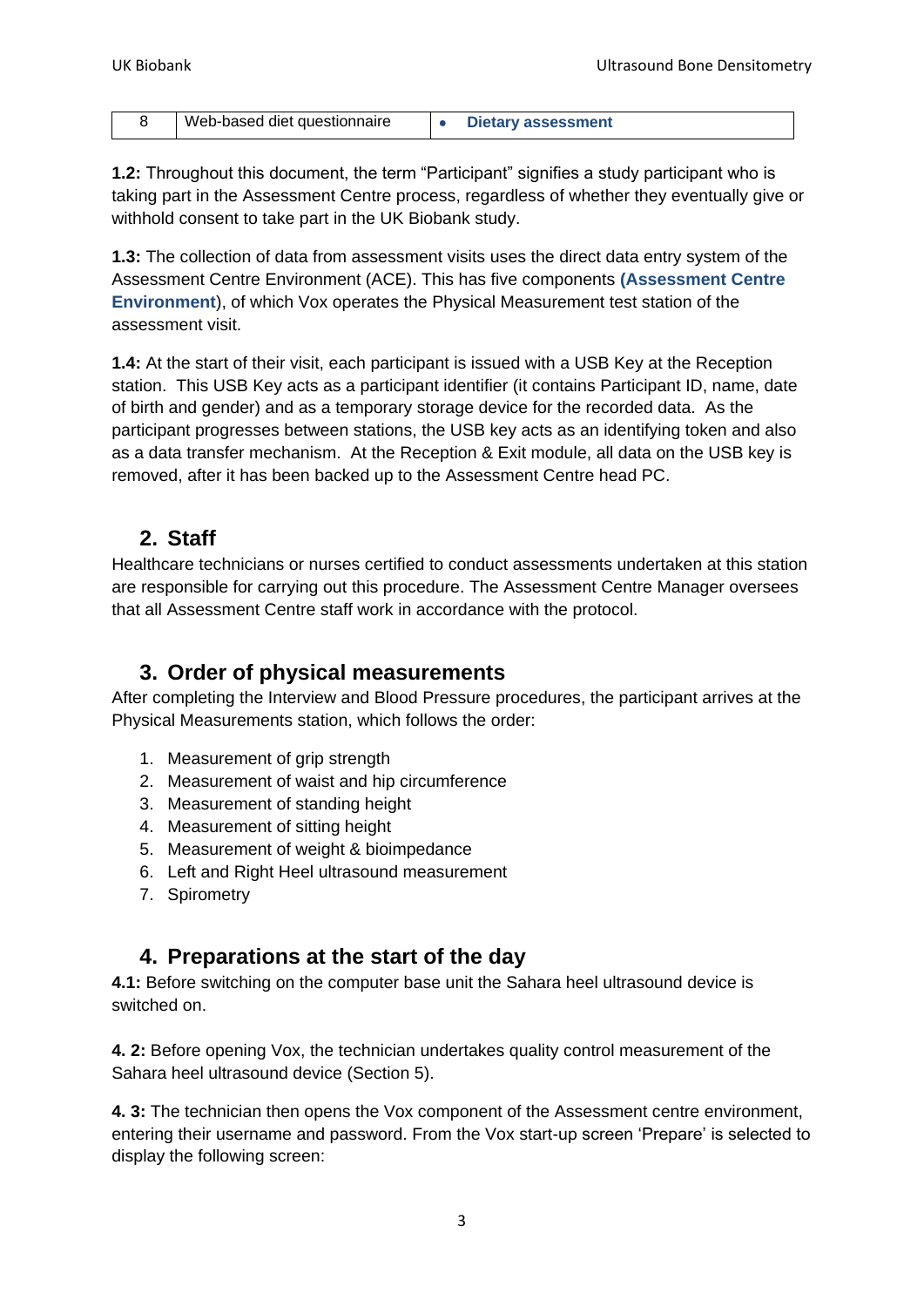| 8 | Web-based diet questionnaire | • **Dietary assessment** |
|---|---|---|

**1.2:** Throughout this document, the term "Participant" signifies a study participant who is taking part in the Assessment Centre process, regardless of whether they eventually give or withhold consent to take part in the UK Biobank study.

**1.3:** The collection of data from assessment visits uses the direct data entry system of the Assessment Centre Environment (ACE). This has five components **(Assessment Centre Environment**), of which Vox operates the Physical Measurement test station of the assessment visit.

**1.4:** At the start of their visit, each participant is issued with a USB Key at the Reception station. This USB Key acts as a participant identifier (it contains Participant ID, name, date of birth and gender) and as a temporary storage device for the recorded data. As the participant progresses between stations, the USB key acts as an identifying token and also as a data transfer mechanism. At the Reception & Exit module, all data on the USB key is removed, after it has been backed up to the Assessment Centre head PC.

## 2. Staff

Healthcare technicians or nurses certified to conduct assessments undertaken at this station are responsible for carrying out this procedure. The Assessment Centre Manager oversees that all Assessment Centre staff work in accordance with the protocol.

## 3. Order of physical measurements

After completing the Interview and Blood Pressure procedures, the participant arrives at the Physical Measurements station, which follows the order:

1. Measurement of grip strength
2. Measurement of waist and hip circumference
3. Measurement of standing height
4. Measurement of sitting height
5. Measurement of weight & bioimpedance
6. Left and Right Heel ultrasound measurement
7. Spirometry

## 4. Preparations at the start of the day

**4.1:** Before switching on the computer base unit the Sahara heel ultrasound device is switched on.

**4. 2:** Before opening Vox, the technician undertakes quality control measurement of the Sahara heel ultrasound device (Section 5).

**4. 3:** The technician then opens the Vox component of the Assessment centre environment, entering their username and password. From the Vox start-up screen 'Prepare' is selected to display the following screen: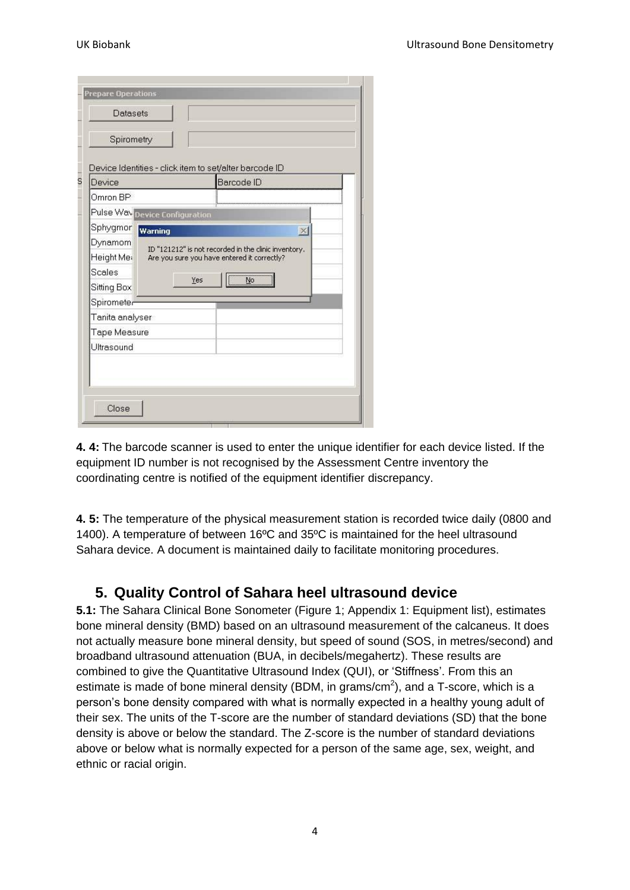**4. 4:** The barcode scanner is used to enter the unique identifier for each device listed. If the equipment ID number is not recognised by the Assessment Centre inventory the coordinating centre is notified of the equipment identifier discrepancy.

**4. 5:** The temperature of the physical measurement station is recorded twice daily (0800 and 1400). A temperature of between 16ºC and 35ºC is maintained for the heel ultrasound Sahara device. A document is maintained daily to facilitate monitoring procedures.

## 5. Quality Control of Sahara heel ultrasound device

**5.1:** The Sahara Clinical Bone Sonometer (Figure 1; Appendix 1: Equipment list), estimates bone mineral density (BMD) based on an ultrasound measurement of the calcaneus. It does not actually measure bone mineral density, but speed of sound (SOS, in metres/second) and broadband ultrasound attenuation (BUA, in decibels/megahertz). These results are combined to give the Quantitative Ultrasound Index (QUI), or 'Stiffness'. From this an estimate is made of bone mineral density (BDM, in grams/$cm^2$), and a T-score, which is a person's bone density compared with what is normally expected in a healthy young adult of their sex. The units of the T-score are the number of standard deviations (SD) that the bone density is above or below the standard. The Z-score is the number of standard deviations above or below what is normally expected for a person of the same age, sex, weight, and ethnic or racial origin.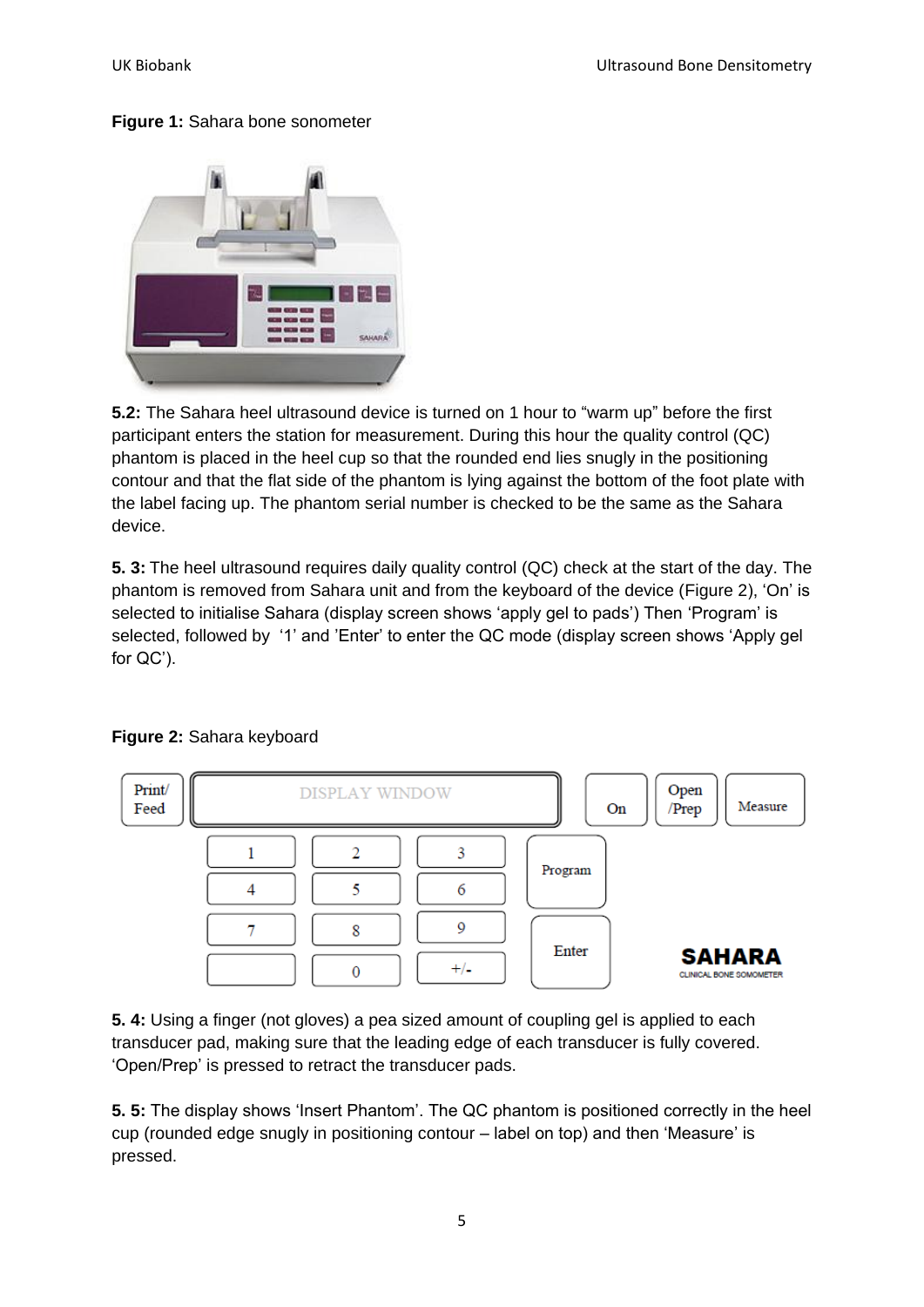**Figure 1:** Sahara bone sonometer

**5.2:** The Sahara heel ultrasound device is turned on 1 hour to “warm up” before the first participant enters the station for measurement. During this hour the quality control (QC) phantom is placed in the heel cup so that the rounded end lies snugly in the positioning contour and that the flat side of the phantom is lying against the bottom of the foot plate with the label facing up. The phantom serial number is checked to be the same as the Sahara device.

**5. 3:** The heel ultrasound requires daily quality control (QC) check at the start of the day. The phantom is removed from Sahara unit and from the keyboard of the device (Figure 2), ‘On’ is selected to initialise Sahara (display screen shows ‘apply gel to pads’) Then ‘Program’ is selected, followed by ‘1’ and ’Enter’ to enter the QC mode (display screen shows ‘Apply gel for QC’).

**Figure 2:** Sahara keyboard

**5. 4:** Using a finger (not gloves) a pea sized amount of coupling gel is applied to each transducer pad, making sure that the leading edge of each transducer is fully covered. ‘Open/Prep’ is pressed to retract the transducer pads.

**5. 5:** The display shows ‘Insert Phantom’. The QC phantom is positioned correctly in the heel cup (rounded edge snugly in positioning contour – label on top) and then ‘Measure’ is pressed.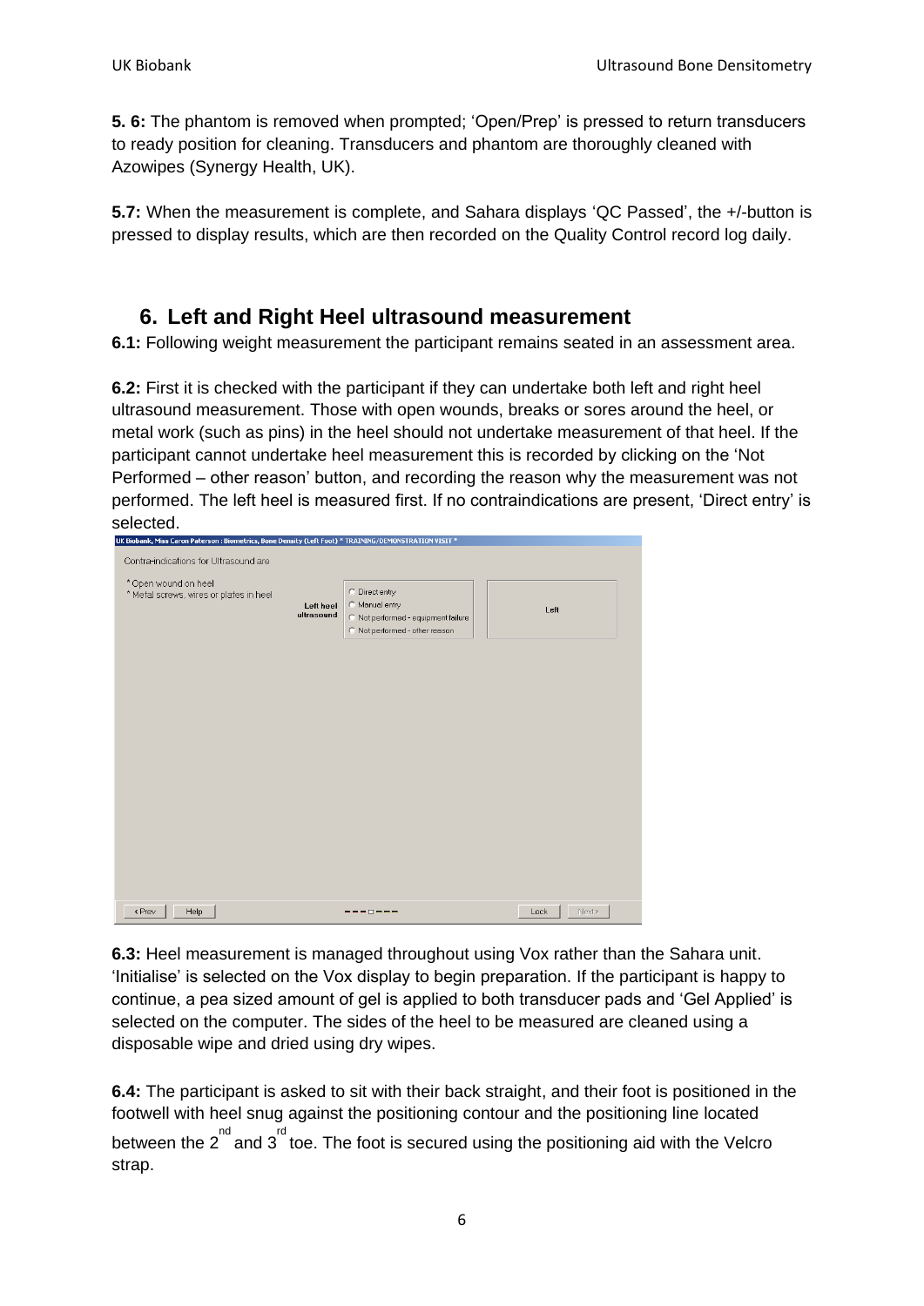**5. 6:** The phantom is removed when prompted; 'Open/Prep' is pressed to return transducers to ready position for cleaning. Transducers and phantom are thoroughly cleaned with Azowipes (Synergy Health, UK).

**5.7:** When the measurement is complete, and Sahara displays 'QC Passed', the +/-button is pressed to display results, which are then recorded on the Quality Control record log daily.

## 6. Left and Right Heel ultrasound measurement

**6.1:** Following weight measurement the participant remains seated in an assessment area.

**6.2:** First it is checked with the participant if they can undertake both left and right heel ultrasound measurement. Those with open wounds, breaks or sores around the heel, or metal work (such as pins) in the heel should not undertake measurement of that heel. If the participant cannot undertake heel measurement this is recorded by clicking on the 'Not Performed – other reason' button, and recording the reason why the measurement was not performed. The left heel is measured first. If no contraindications are present, 'Direct entry' is selected.

**6.3:** Heel measurement is managed throughout using Vox rather than the Sahara unit. 'Initialise' is selected on the Vox display to begin preparation. If the participant is happy to continue, a pea sized amount of gel is applied to both transducer pads and 'Gel Applied' is selected on the computer. The sides of the heel to be measured are cleaned using a disposable wipe and dried using dry wipes.

**6.4:** The participant is asked to sit with their back straight, and their foot is positioned in the footwell with heel snug against the positioning contour and the positioning line located between the 2nd and 3rd toe. The foot is secured using the positioning aid with the Velcro strap.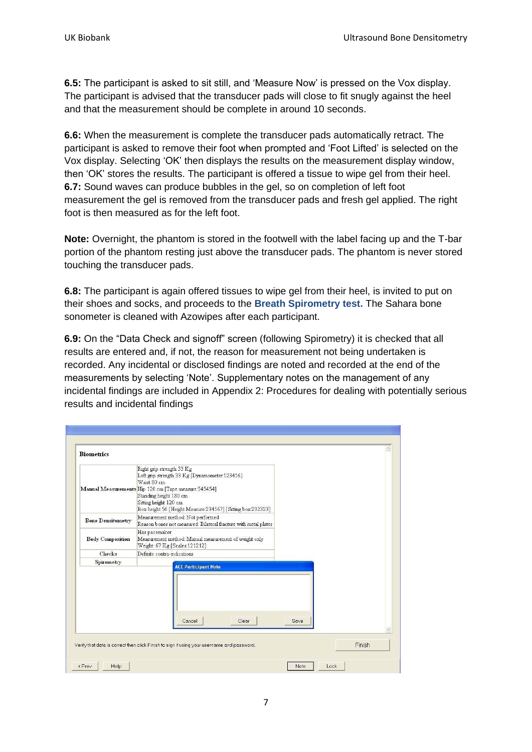**6.5:** The participant is asked to sit still, and 'Measure Now' is pressed on the Vox display. The participant is advised that the transducer pads will close to fit snugly against the heel and that the measurement should be complete in around 10 seconds.

**6.6:** When the measurement is complete the transducer pads automatically retract. The participant is asked to remove their foot when prompted and 'Foot Lifted' is selected on the Vox display. Selecting 'OK' then displays the results on the measurement display window, then 'OK' stores the results. The participant is offered a tissue to wipe gel from their heel.

**6.7:** Sound waves can produce bubbles in the gel, so on completion of left foot measurement the gel is removed from the transducer pads and fresh gel applied. The right foot is then measured as for the left foot.

**Note:** Overnight, the phantom is stored in the footwell with the label facing up and the T-bar portion of the phantom resting just above the transducer pads. The phantom is never stored touching the transducer pads.

**6.8:** The participant is again offered tissues to wipe gel from their heel, is invited to put on their shoes and socks, and proceeds to the **Breath Spirometry test.** The Sahara bone sonometer is cleaned with Azowipes after each participant.

**6.9:** On the "Data Check and signoff" screen (following Spirometry) it is checked that all results are entered and, if not, the reason for measurement not being undertaken is recorded. Any incidental or disclosed findings are noted and recorded at the end of the measurements by selecting 'Note'. Supplementary notes on the management of any incidental findings are included in Appendix 2: Procedures for dealing with potentially serious results and incidental findings

**Biometrics**

| | |
|---|---|
| Manual Measurements | Right grip strength 33 Kg<br>Left grip strength 33 Kg [Dynamometer:123456]<br>Waist 80 cm<br>Hip 120 cm [Tape measure:545454]<br>Standing height 180 cm<br>Sitting height 120 cm<br>Box height 50 [Height Measure:234567] [Sitting box:232323] |
| Bone Densitometry | Measurement method: Not performed<br>Reason bones not measured: Bilateral fracture with metal plates |
| Body Composition | Has pacemaker<br>Measurement method: Manual measurement of weight only<br>Weight: 67 Kg [Scales:121212] |
| Checks | Definite contra-indications |
| Spirometry | |

ACE Participant Note — Cancel | Clear | Save

Verify that data is correct then click Finish to sign it using your username and password. — Finish

< Prev | Help | Note | Lock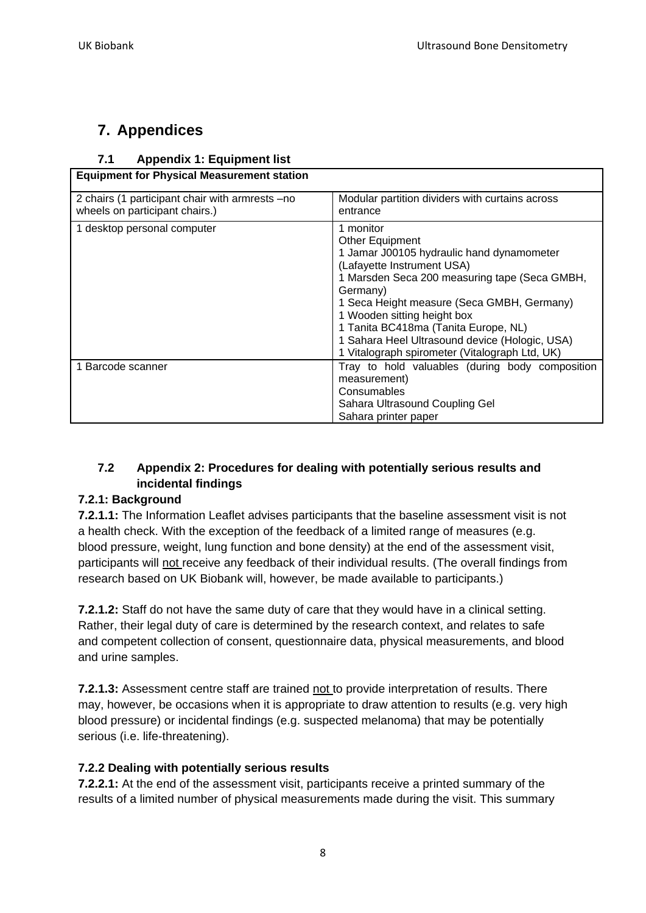# 7. Appendices

## 7.1 Appendix 1: Equipment list

| Equipment for Physical Measurement station | |
|---|---|
| 2 chairs (1 participant chair with armrests –no wheels on participant chairs.) | Modular partition dividers with curtains across entrance |
| 1 desktop personal computer | 1 monitor<br>Other Equipment<br>1 Jamar J00105 hydraulic hand dynamometer (Lafayette Instrument USA)<br>1 Marsden Seca 200 measuring tape (Seca GMBH, Germany)<br>1 Seca Height measure (Seca GMBH, Germany)<br>1 Wooden sitting height box<br>1 Tanita BC418ma (Tanita Europe, NL)<br>1 Sahara Heel Ultrasound device (Hologic, USA)<br>1 Vitalograph spirometer (Vitalograph Ltd, UK) |
| 1 Barcode scanner | Tray to hold valuables (during body composition measurement)<br>Consumables<br>Sahara Ultrasound Coupling Gel<br>Sahara printer paper |

## 7.2 Appendix 2: Procedures for dealing with potentially serious results and incidental findings

### 7.2.1: Background

**7.2.1.1:** The Information Leaflet advises participants that the baseline assessment visit is not a health check. With the exception of the feedback of a limited range of measures (e.g. blood pressure, weight, lung function and bone density) at the end of the assessment visit, participants will not receive any feedback of their individual results. (The overall findings from research based on UK Biobank will, however, be made available to participants.)

**7.2.1.2:** Staff do not have the same duty of care that they would have in a clinical setting. Rather, their legal duty of care is determined by the research context, and relates to safe and competent collection of consent, questionnaire data, physical measurements, and blood and urine samples.

**7.2.1.3:** Assessment centre staff are trained not to provide interpretation of results. There may, however, be occasions when it is appropriate to draw attention to results (e.g. very high blood pressure) or incidental findings (e.g. suspected melanoma) that may be potentially serious (i.e. life-threatening).

### 7.2.2 Dealing with potentially serious results

**7.2.2.1:** At the end of the assessment visit, participants receive a printed summary of the results of a limited number of physical measurements made during the visit. This summary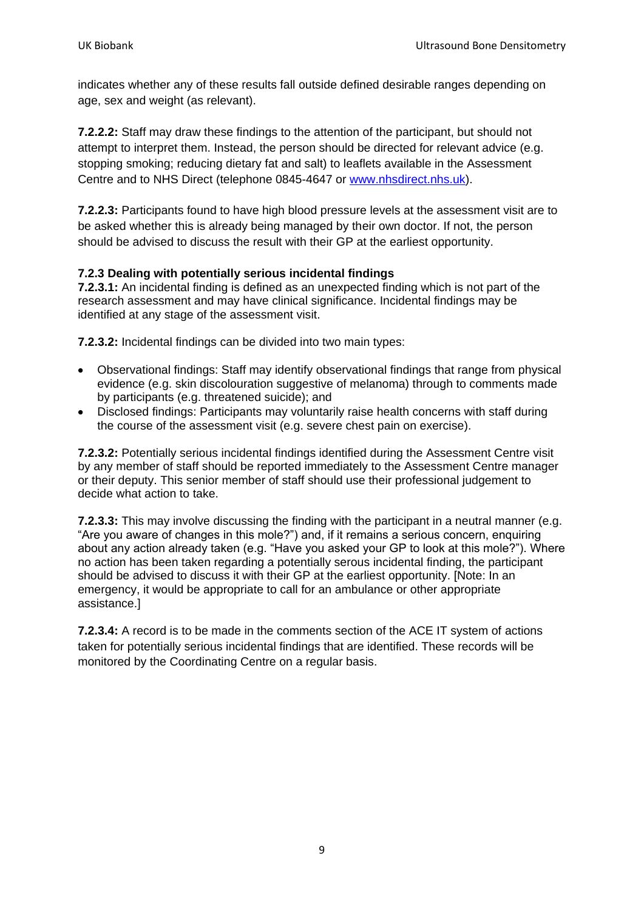indicates whether any of these results fall outside defined desirable ranges depending on age, sex and weight (as relevant).

**7.2.2.2:** Staff may draw these findings to the attention of the participant, but should not attempt to interpret them. Instead, the person should be directed for relevant advice (e.g. stopping smoking; reducing dietary fat and salt) to leaflets available in the Assessment Centre and to NHS Direct (telephone 0845-4647 or [www.nhsdirect.nhs.uk](www.nhsdirect.nhs.uk)).

**7.2.2.3:** Participants found to have high blood pressure levels at the assessment visit are to be asked whether this is already being managed by their own doctor. If not, the person should be advised to discuss the result with their GP at the earliest opportunity.

### 7.2.3 Dealing with potentially serious incidental findings

**7.2.3.1:** An incidental finding is defined as an unexpected finding which is not part of the research assessment and may have clinical significance. Incidental findings may be identified at any stage of the assessment visit.

**7.2.3.2:** Incidental findings can be divided into two main types:

- Observational findings: Staff may identify observational findings that range from physical evidence (e.g. skin discolouration suggestive of melanoma) through to comments made by participants (e.g. threatened suicide); and
- Disclosed findings: Participants may voluntarily raise health concerns with staff during the course of the assessment visit (e.g. severe chest pain on exercise).

**7.2.3.2:** Potentially serious incidental findings identified during the Assessment Centre visit by any member of staff should be reported immediately to the Assessment Centre manager or their deputy. This senior member of staff should use their professional judgement to decide what action to take.

**7.2.3.3:** This may involve discussing the finding with the participant in a neutral manner (e.g. "Are you aware of changes in this mole?") and, if it remains a serious concern, enquiring about any action already taken (e.g. "Have you asked your GP to look at this mole?"). Where no action has been taken regarding a potentially serous incidental finding, the participant should be advised to discuss it with their GP at the earliest opportunity. [Note: In an emergency, it would be appropriate to call for an ambulance or other appropriate assistance.]

**7.2.3.4:** A record is to be made in the comments section of the ACE IT system of actions taken for potentially serious incidental findings that are identified. These records will be monitored by the Coordinating Centre on a regular basis.